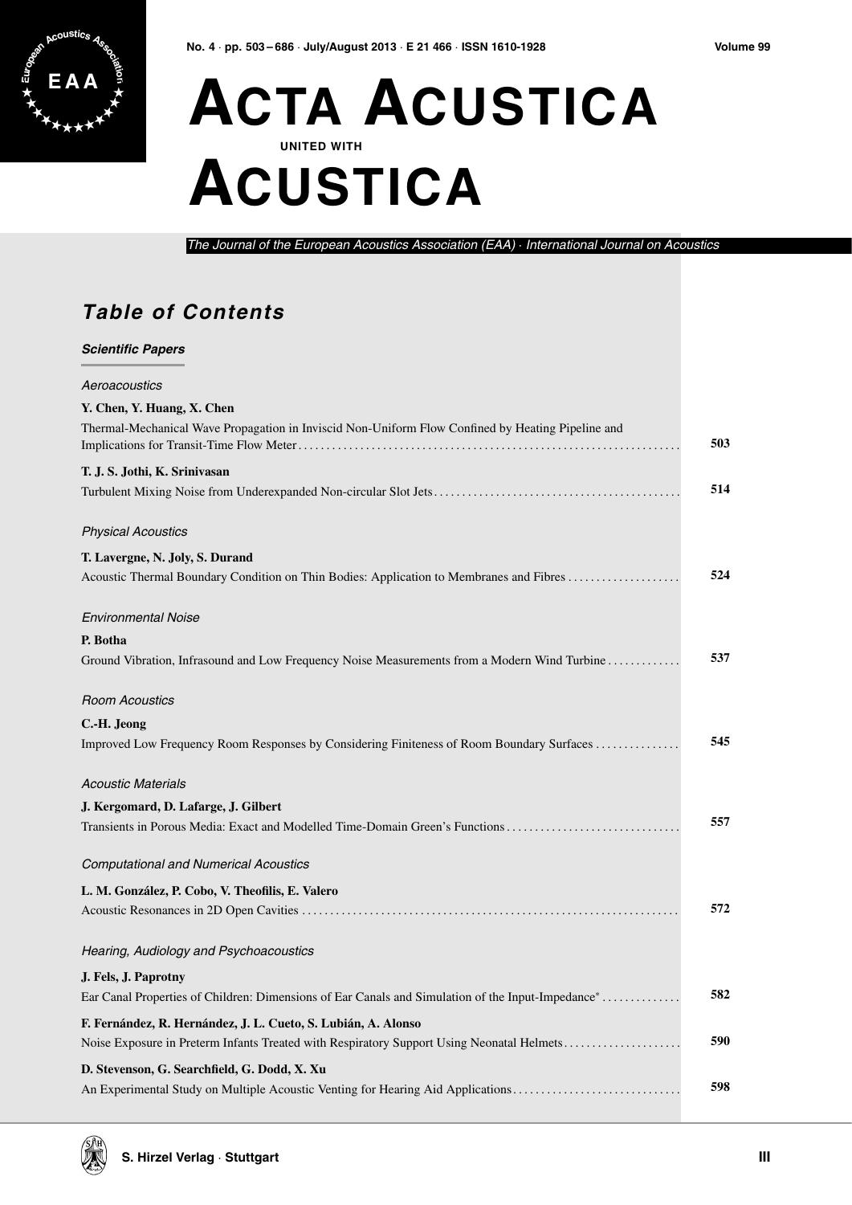# ACTA ACUSTICA

UNITED WITH

# ACUSTICA

*The Journal of the European Acoustics Association (EAA) · International Journal on Acoustics*

## *Table of Contents*

### *Scientific Papers*

*Aeroacoustics*

**Y. Chen, Y. Huang, X. Chen**
Thermal-Mechanical Wave Propagation in Inviscid Non-Uniform Flow Confined by Heating Pipeline and Implications for Transit-Time Flow Meter . . . . . . . . . . **503**

**T. J. S. Jothi, K. Srinivasan**
Turbulent Mixing Noise from Underexpanded Non-circular Slot Jets . . . . . . . . . . **514**

*Physical Acoustics*

**T. Lavergne, N. Joly, S. Durand**
Acoustic Thermal Boundary Condition on Thin Bodies: Application to Membranes and Fibres . . . . . . . . . . **524**

*Environmental Noise*

**P. Botha**
Ground Vibration, Infrasound and Low Frequency Noise Measurements from a Modern Wind Turbine . . . . . . . . . . **537**

*Room Acoustics*

**C.-H. Jeong**
Improved Low Frequency Room Responses by Considering Finiteness of Room Boundary Surfaces . . . . . . . . . . **545**

*Acoustic Materials*

**J. Kergomard, D. Lafarge, J. Gilbert**
Transients in Porous Media: Exact and Modelled Time-Domain Green's Functions . . . . . . . . . . **557**

*Computational and Numerical Acoustics*

**L. M. González, P. Cobo, V. Theofilis, E. Valero**
Acoustic Resonances in 2D Open Cavities . . . . . . . . . . **572**

*Hearing, Audiology and Psychoacoustics*

**J. Fels, J. Paprotny**
Ear Canal Properties of Children: Dimensions of Ear Canals and Simulation of the Input-Impedance* . . . . . . . . . . **582**

**F. Fernández, R. Hernández, J. L. Cueto, S. Lubián, A. Alonso**
Noise Exposure in Preterm Infants Treated with Respiratory Support Using Neonatal Helmets . . . . . . . . . . **590**

**D. Stevenson, G. Searchfield, G. Dodd, X. Xu**
An Experimental Study on Multiple Acoustic Venting for Hearing Aid Applications . . . . . . . . . . **598**

S. Hirzel Verlag · Stuttgart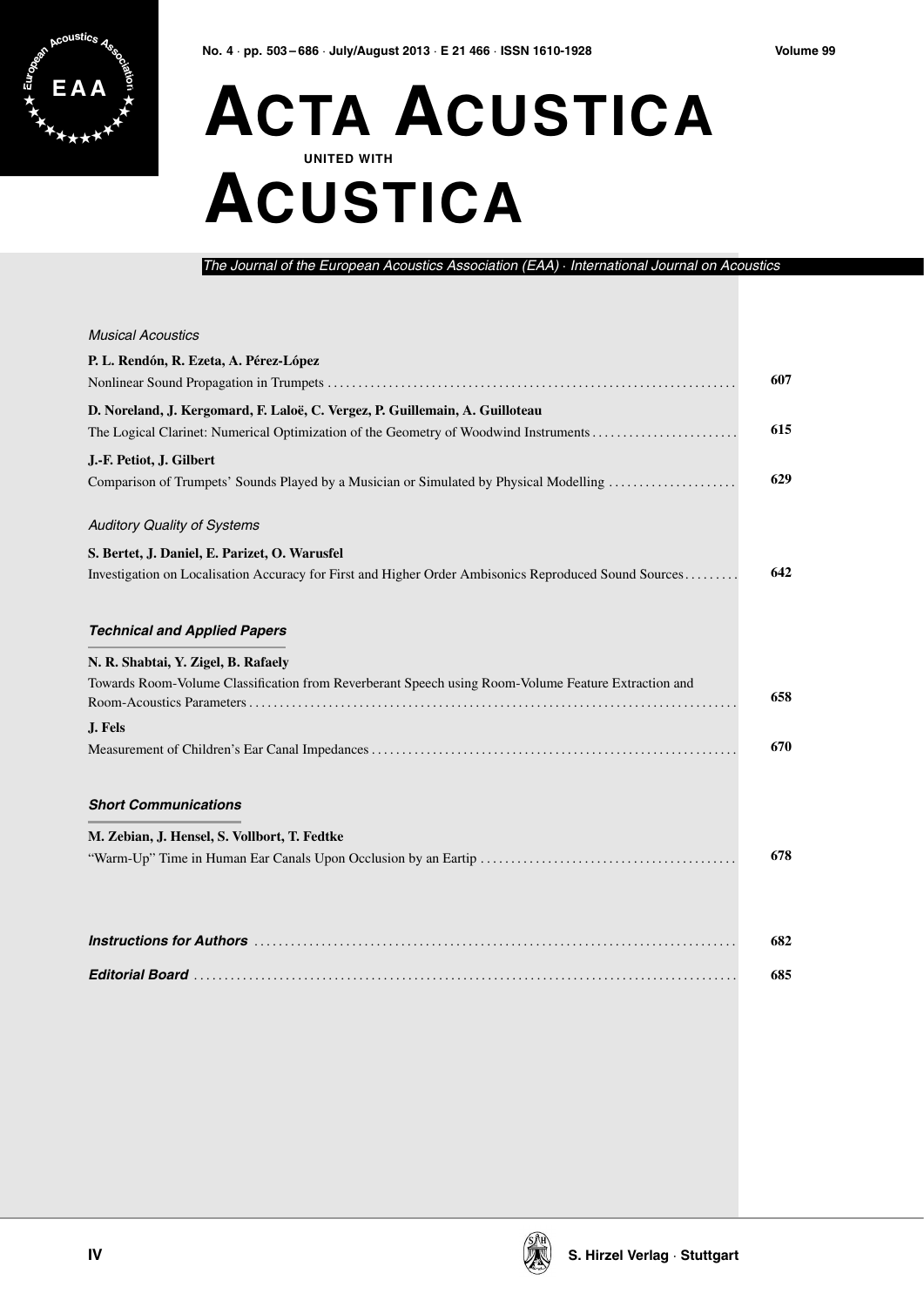# ACTA ACUSTICA UNITED WITH ACUSTICA

*The Journal of the European Acoustics Association (EAA) · International Journal on Acoustics*

*Musical Acoustics*

**P. L. Rendón, R. Ezeta, A. Pérez-López**
Nonlinear Sound Propagation in Trumpets ........ **607**

**D. Noreland, J. Kergomard, F. Laloë, C. Vergez, P. Guillemain, A. Guilloteau**
The Logical Clarinet: Numerical Optimization of the Geometry of Woodwind Instruments ........ **615**

**J.-F. Petiot, J. Gilbert**
Comparison of Trumpets' Sounds Played by a Musician or Simulated by Physical Modelling ........ **629**

*Auditory Quality of Systems*

**S. Bertet, J. Daniel, E. Parizet, O. Warusfel**
Investigation on Localisation Accuracy for First and Higher Order Ambisonics Reproduced Sound Sources ........ **642**

***Technical and Applied Papers***

**N. R. Shabtai, Y. Zigel, B. Rafaely**
Towards Room-Volume Classification from Reverberant Speech using Room-Volume Feature Extraction and Room-Acoustics Parameters ........ **658**

**J. Fels**
Measurement of Children's Ear Canal Impedances ........ **670**

***Short Communications***

**M. Zebian, J. Hensel, S. Vollbort, T. Fedtke**
"Warm-Up" Time in Human Ear Canals Upon Occlusion by an Eartip ........ **678**

***Instructions for Authors*** ........ **682**

***Editorial Board*** ........ **685**

S. Hirzel Verlag · Stuttgart